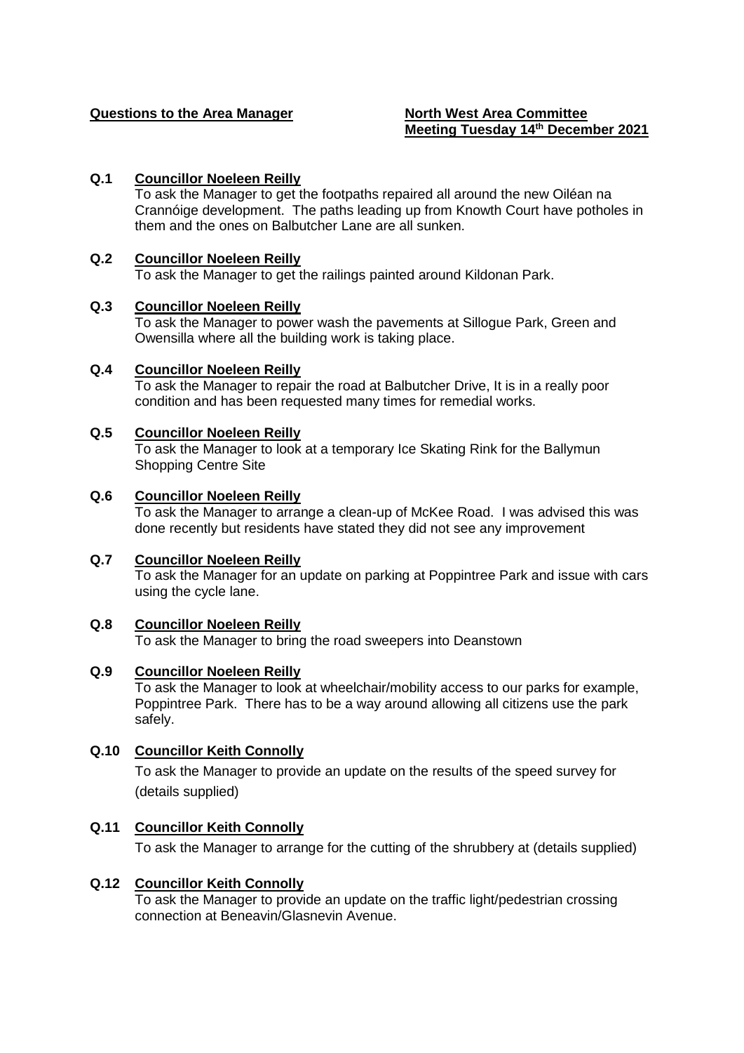**Questions to the Area Manager**

**North West Area Committee**
**Meeting Tuesday 14th December 2021**

**Q.1 Councillor Noeleen Reilly**
To ask the Manager to get the footpaths repaired all around the new Oiléan na Crannóige development. The paths leading up from Knowth Court have potholes in them and the ones on Balbutcher Lane are all sunken.

**Q.2 Councillor Noeleen Reilly**
To ask the Manager to get the railings painted around Kildonan Park.

**Q.3 Councillor Noeleen Reilly**
To ask the Manager to power wash the pavements at Sillogue Park, Green and Owensilla where all the building work is taking place.

**Q.4 Councillor Noeleen Reilly**
To ask the Manager to repair the road at Balbutcher Drive, It is in a really poor condition and has been requested many times for remedial works.

**Q.5 Councillor Noeleen Reilly**
To ask the Manager to look at a temporary Ice Skating Rink for the Ballymun Shopping Centre Site

**Q.6 Councillor Noeleen Reilly**
To ask the Manager to arrange a clean-up of McKee Road. I was advised this was done recently but residents have stated they did not see any improvement

**Q.7 Councillor Noeleen Reilly**
To ask the Manager for an update on parking at Poppintree Park and issue with cars using the cycle lane.

**Q.8 Councillor Noeleen Reilly**
To ask the Manager to bring the road sweepers into Deanstown

**Q.9 Councillor Noeleen Reilly**
To ask the Manager to look at wheelchair/mobility access to our parks for example, Poppintree Park. There has to be a way around allowing all citizens use the park safely.

**Q.10 Councillor Keith Connolly**
To ask the Manager to provide an update on the results of the speed survey for (details supplied)

**Q.11 Councillor Keith Connolly**
To ask the Manager to arrange for the cutting of the shrubbery at (details supplied)

**Q.12 Councillor Keith Connolly**
To ask the Manager to provide an update on the traffic light/pedestrian crossing connection at Beneavin/Glasnevin Avenue.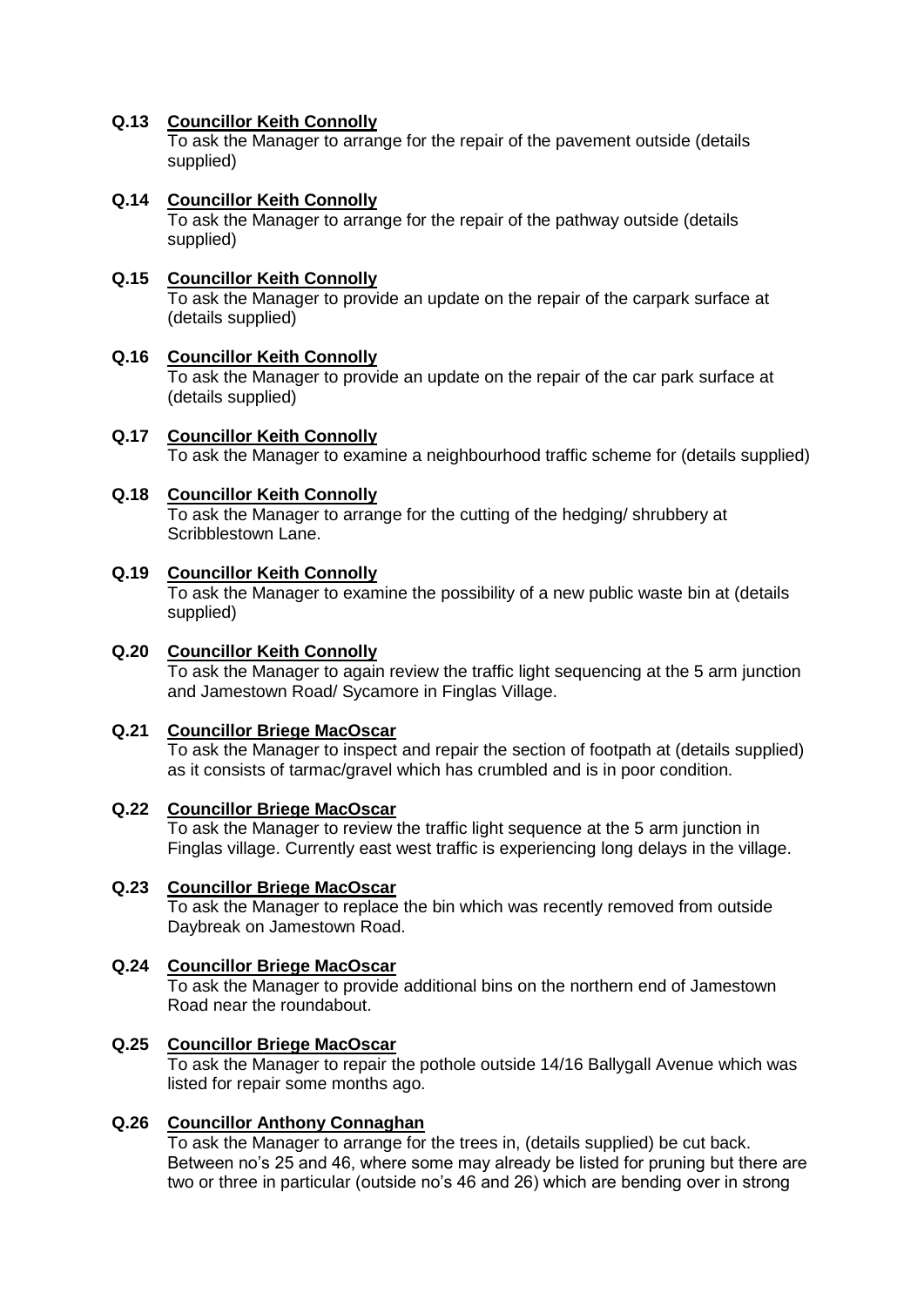**Q.13 Councillor Keith Connolly**
To ask the Manager to arrange for the repair of the pavement outside (details supplied)

**Q.14 Councillor Keith Connolly**
To ask the Manager to arrange for the repair of the pathway outside (details supplied)

**Q.15 Councillor Keith Connolly**
To ask the Manager to provide an update on the repair of the carpark surface at (details supplied)

**Q.16 Councillor Keith Connolly**
To ask the Manager to provide an update on the repair of the car park surface at (details supplied)

**Q.17 Councillor Keith Connolly**
To ask the Manager to examine a neighbourhood traffic scheme for (details supplied)

**Q.18 Councillor Keith Connolly**
To ask the Manager to arrange for the cutting of the hedging/ shrubbery at Scribblestown Lane.

**Q.19 Councillor Keith Connolly**
To ask the Manager to examine the possibility of a new public waste bin at (details supplied)

**Q.20 Councillor Keith Connolly**
To ask the Manager to again review the traffic light sequencing at the 5 arm junction and Jamestown Road/ Sycamore in Finglas Village.

**Q.21 Councillor Briege MacOscar**
To ask the Manager to inspect and repair the section of footpath at (details supplied) as it consists of tarmac/gravel which has crumbled and is in poor condition.

**Q.22 Councillor Briege MacOscar**
To ask the Manager to review the traffic light sequence at the 5 arm junction in Finglas village. Currently east west traffic is experiencing long delays in the village.

**Q.23 Councillor Briege MacOscar**
To ask the Manager to replace the bin which was recently removed from outside Daybreak on Jamestown Road.

**Q.24 Councillor Briege MacOscar**
To ask the Manager to provide additional bins on the northern end of Jamestown Road near the roundabout.

**Q.25 Councillor Briege MacOscar**
To ask the Manager to repair the pothole outside 14/16 Ballygall Avenue which was listed for repair some months ago.

**Q.26 Councillor Anthony Connaghan**
To ask the Manager to arrange for the trees in, (details supplied) be cut back. Between no's 25 and 46, where some may already be listed for pruning but there are two or three in particular (outside no's 46 and 26) which are bending over in strong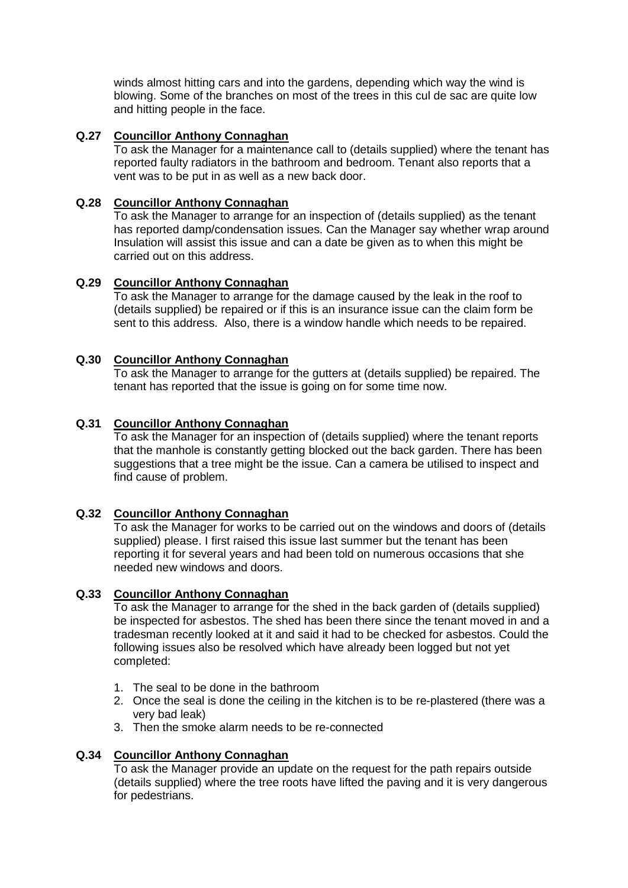winds almost hitting cars and into the gardens, depending which way the wind is blowing. Some of the branches on most of the trees in this cul de sac are quite low and hitting people in the face.

**Q.27 Councillor Anthony Connaghan**

To ask the Manager for a maintenance call to (details supplied) where the tenant has reported faulty radiators in the bathroom and bedroom. Tenant also reports that a vent was to be put in as well as a new back door.

**Q.28 Councillor Anthony Connaghan**

To ask the Manager to arrange for an inspection of (details supplied) as the tenant has reported damp/condensation issues. Can the Manager say whether wrap around Insulation will assist this issue and can a date be given as to when this might be carried out on this address.

**Q.29 Councillor Anthony Connaghan**

To ask the Manager to arrange for the damage caused by the leak in the roof to (details supplied) be repaired or if this is an insurance issue can the claim form be sent to this address. Also, there is a window handle which needs to be repaired.

**Q.30 Councillor Anthony Connaghan**

To ask the Manager to arrange for the gutters at (details supplied) be repaired. The tenant has reported that the issue is going on for some time now.

**Q.31 Councillor Anthony Connaghan**

To ask the Manager for an inspection of (details supplied) where the tenant reports that the manhole is constantly getting blocked out the back garden. There has been suggestions that a tree might be the issue. Can a camera be utilised to inspect and find cause of problem.

**Q.32 Councillor Anthony Connaghan**

To ask the Manager for works to be carried out on the windows and doors of (details supplied) please. I first raised this issue last summer but the tenant has been reporting it for several years and had been told on numerous occasions that she needed new windows and doors.

**Q.33 Councillor Anthony Connaghan**

To ask the Manager to arrange for the shed in the back garden of (details supplied) be inspected for asbestos. The shed has been there since the tenant moved in and a tradesman recently looked at it and said it had to be checked for asbestos. Could the following issues also be resolved which have already been logged but not yet completed:

1. The seal to be done in the bathroom
2. Once the seal is done the ceiling in the kitchen is to be re-plastered (there was a very bad leak)
3. Then the smoke alarm needs to be re-connected

**Q.34 Councillor Anthony Connaghan**

To ask the Manager provide an update on the request for the path repairs outside (details supplied) where the tree roots have lifted the paving and it is very dangerous for pedestrians.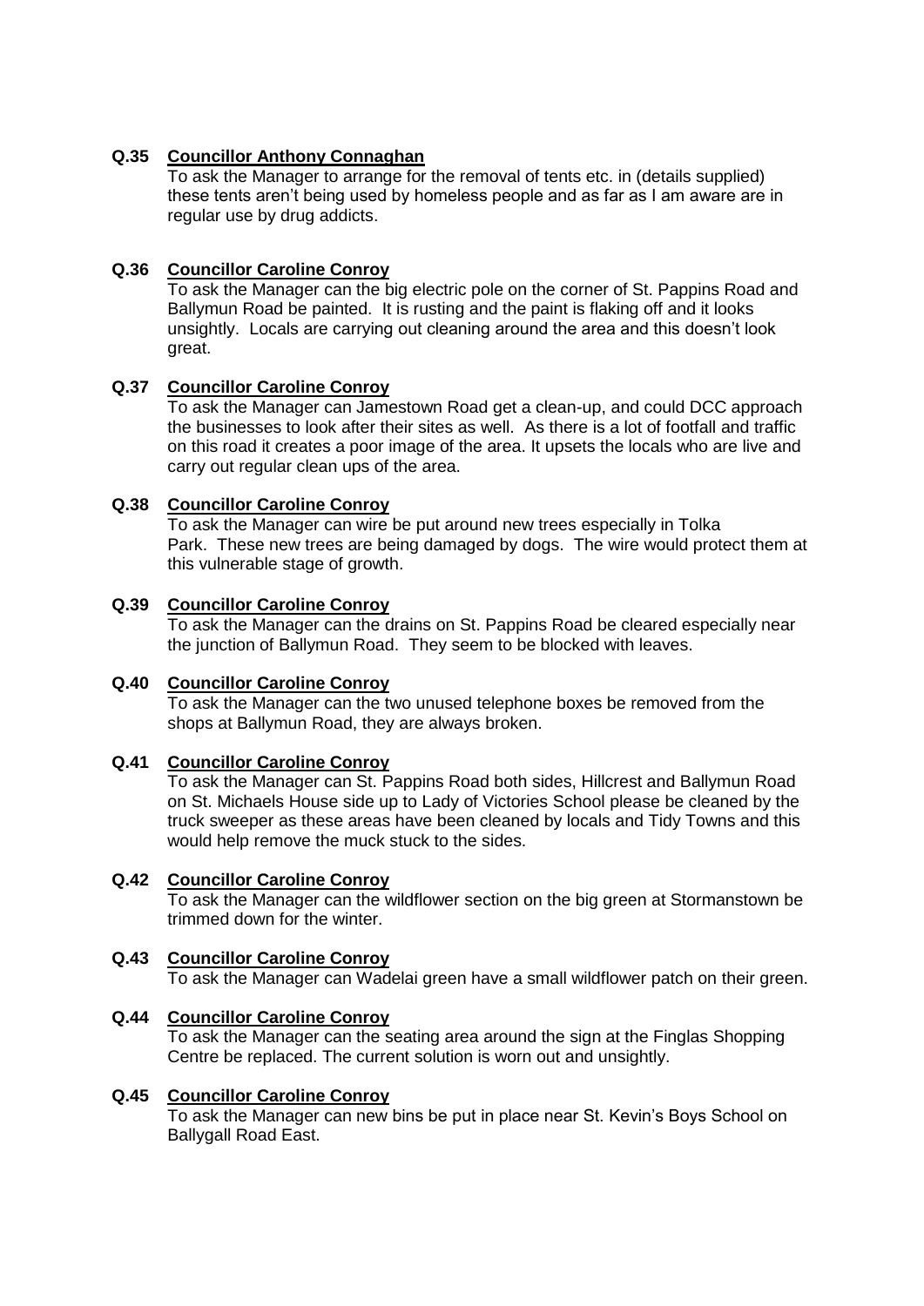**Q.35 Councillor Anthony Connaghan**

To ask the Manager to arrange for the removal of tents etc. in (details supplied) these tents aren't being used by homeless people and as far as I am aware are in regular use by drug addicts.

**Q.36 Councillor Caroline Conroy**

To ask the Manager can the big electric pole on the corner of St. Pappins Road and Ballymun Road be painted. It is rusting and the paint is flaking off and it looks unsightly. Locals are carrying out cleaning around the area and this doesn't look great.

**Q.37 Councillor Caroline Conroy**

To ask the Manager can Jamestown Road get a clean-up, and could DCC approach the businesses to look after their sites as well. As there is a lot of footfall and traffic on this road it creates a poor image of the area. It upsets the locals who are live and carry out regular clean ups of the area.

**Q.38 Councillor Caroline Conroy**

To ask the Manager can wire be put around new trees especially in Tolka Park. These new trees are being damaged by dogs. The wire would protect them at this vulnerable stage of growth.

**Q.39 Councillor Caroline Conroy**

To ask the Manager can the drains on St. Pappins Road be cleared especially near the junction of Ballymun Road. They seem to be blocked with leaves.

**Q.40 Councillor Caroline Conroy**

To ask the Manager can the two unused telephone boxes be removed from the shops at Ballymun Road, they are always broken.

**Q.41 Councillor Caroline Conroy**

To ask the Manager can St. Pappins Road both sides, Hillcrest and Ballymun Road on St. Michaels House side up to Lady of Victories School please be cleaned by the truck sweeper as these areas have been cleaned by locals and Tidy Towns and this would help remove the muck stuck to the sides.

**Q.42 Councillor Caroline Conroy**

To ask the Manager can the wildflower section on the big green at Stormanstown be trimmed down for the winter.

**Q.43 Councillor Caroline Conroy**

To ask the Manager can Wadelai green have a small wildflower patch on their green.

**Q.44 Councillor Caroline Conroy**

To ask the Manager can the seating area around the sign at the Finglas Shopping Centre be replaced. The current solution is worn out and unsightly.

**Q.45 Councillor Caroline Conroy**

To ask the Manager can new bins be put in place near St. Kevin's Boys School on Ballygall Road East.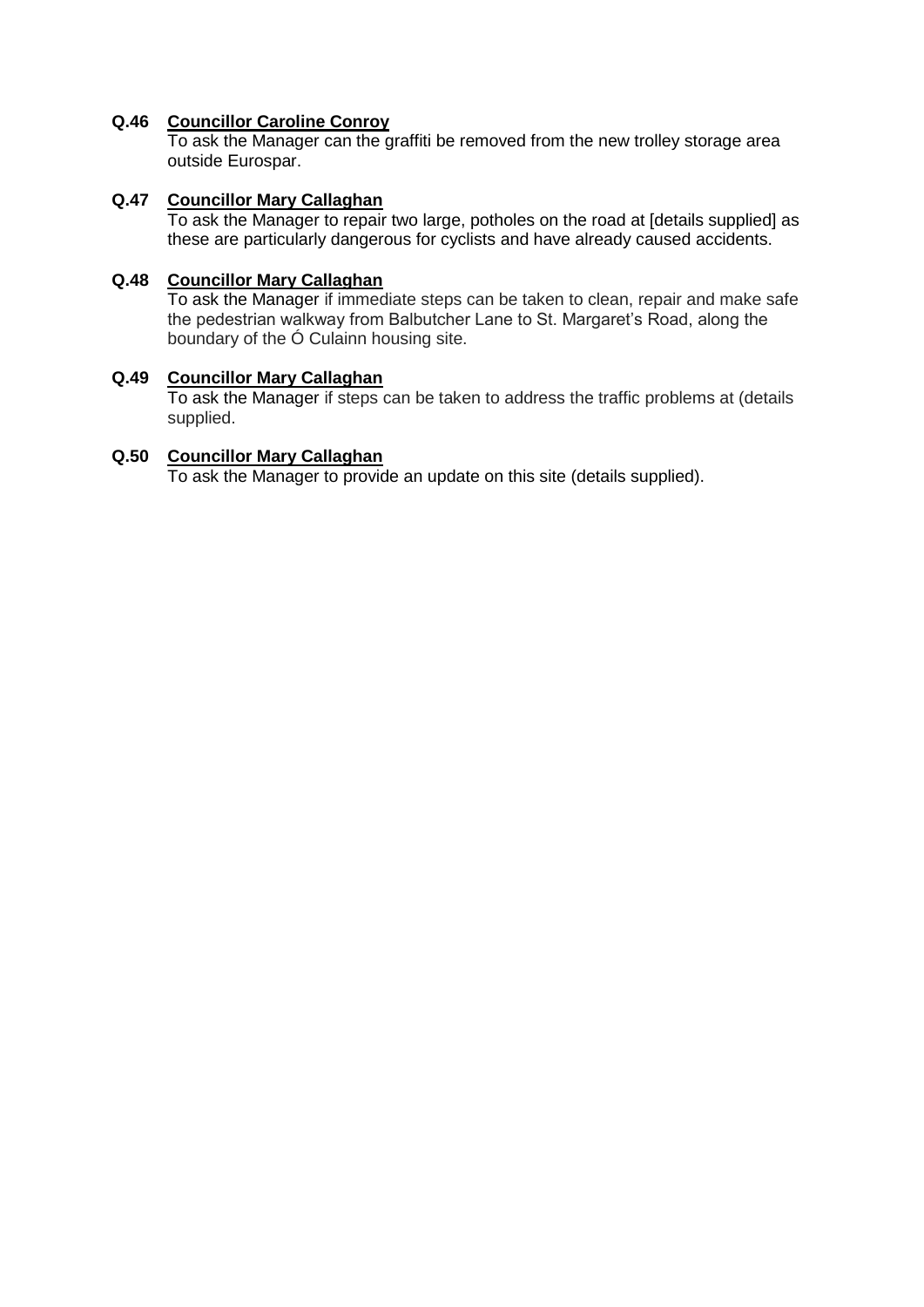**Q.46 Councillor Caroline Conroy**

To ask the Manager can the graffiti be removed from the new trolley storage area outside Eurospar.

**Q.47 Councillor Mary Callaghan**

To ask the Manager to repair two large, potholes on the road at [details supplied] as these are particularly dangerous for cyclists and have already caused accidents.

**Q.48 Councillor Mary Callaghan**

To ask the Manager if immediate steps can be taken to clean, repair and make safe the pedestrian walkway from Balbutcher Lane to St. Margaret's Road, along the boundary of the Ó Culainn housing site.

**Q.49 Councillor Mary Callaghan**

To ask the Manager if steps can be taken to address the traffic problems at (details supplied.

**Q.50 Councillor Mary Callaghan**

To ask the Manager to provide an update on this site (details supplied).